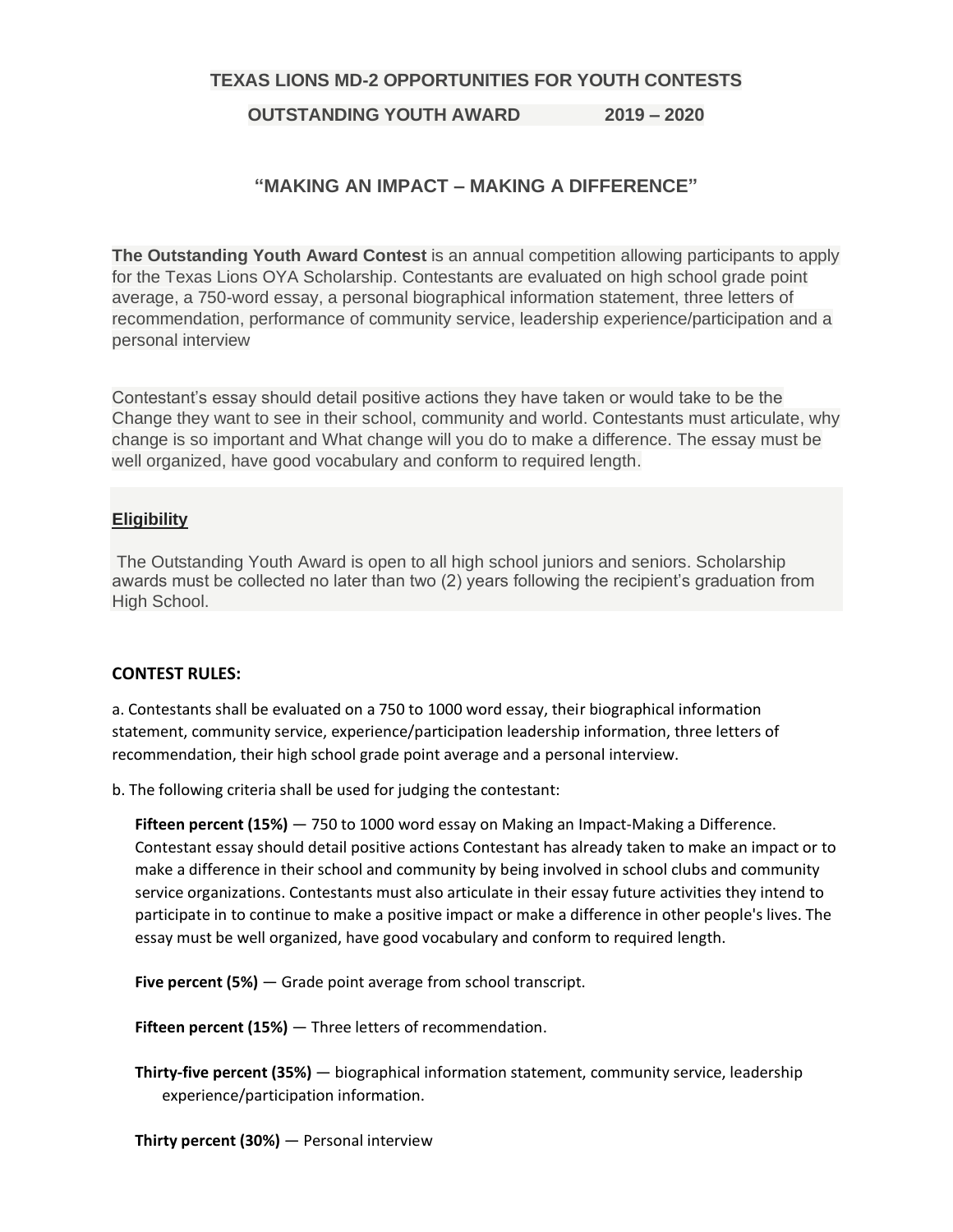# TEXAS LIONS MD-2 OPPORTUNITIES FOR YOUTH CONTESTS

## OUTSTANDING YOUTH AWARD 2019 – 2020

## "MAKING AN IMPACT – MAKING A DIFFERENCE"

**The Outstanding Youth Award Contest** is an annual competition allowing participants to apply for the Texas Lions OYA Scholarship. Contestants are evaluated on high school grade point average, a 750-word essay, a personal biographical information statement, three letters of recommendation, performance of community service, leadership experience/participation and a personal interview

Contestant's essay should detail positive actions they have taken or would take to be the Change they want to see in their school, community and world. Contestants must articulate, why change is so important and What change will you do to make a difference. The essay must be well organized, have good vocabulary and conform to required length.

### Eligibility

The Outstanding Youth Award is open to all high school juniors and seniors. Scholarship awards must be collected no later than two (2) years following the recipient's graduation from High School.

### CONTEST RULES:

a. Contestants shall be evaluated on a 750 to 1000 word essay, their biographical information statement, community service, experience/participation leadership information, three letters of recommendation, their high school grade point average and a personal interview.

b. The following criteria shall be used for judging the contestant:

**Fifteen percent (15%)** — 750 to 1000 word essay on Making an Impact-Making a Difference. Contestant essay should detail positive actions Contestant has already taken to make an impact or to make a difference in their school and community by being involved in school clubs and community service organizations. Contestants must also articulate in their essay future activities they intend to participate in to continue to make a positive impact or make a difference in other people's lives. The essay must be well organized, have good vocabulary and conform to required length.

**Five percent (5%)** — Grade point average from school transcript.

**Fifteen percent (15%)** — Three letters of recommendation.

**Thirty-five percent (35%)** — biographical information statement, community service, leadership experience/participation information.

**Thirty percent (30%)** — Personal interview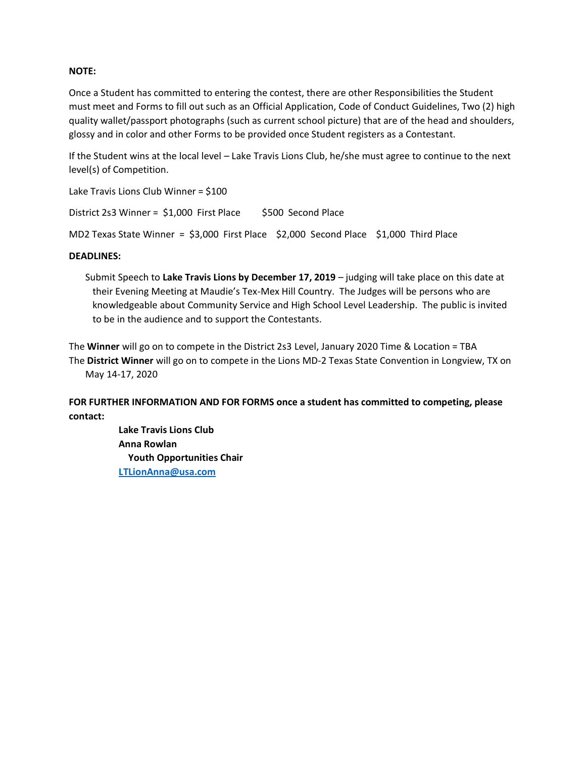**NOTE:**

Once a Student has committed to entering the contest, there are other Responsibilities the Student must meet and Forms to fill out such as an Official Application, Code of Conduct Guidelines, Two (2) high quality wallet/passport photographs (such as current school picture) that are of the head and shoulders, glossy and in color and other Forms to be provided once Student registers as a Contestant.

If the Student wins at the local level – Lake Travis Lions Club, he/she must agree to continue to the next level(s) of Competition.

Lake Travis Lions Club Winner = $100

District 2s3 Winner = $1,000 First Place  $500 Second Place

MD2 Texas State Winner = $3,000 First Place  $2,000 Second Place  $1,000 Third Place

**DEADLINES:**

Submit Speech to **Lake Travis Lions by December 17, 2019** – judging will take place on this date at their Evening Meeting at Maudie's Tex-Mex Hill Country. The Judges will be persons who are knowledgeable about Community Service and High School Level Leadership. The public is invited to be in the audience and to support the Contestants.

The **Winner** will go on to compete in the District 2s3 Level, January 2020 Time & Location = TBA
The **District Winner** will go on to compete in the Lions MD-2 Texas State Convention in Longview, TX on May 14-17, 2020

**FOR FURTHER INFORMATION AND FOR FORMS once a student has committed to competing, please contact:**

**Lake Travis Lions Club**
**Anna Rowlan**
**Youth Opportunities Chair**
**LTLionAnna@usa.com**